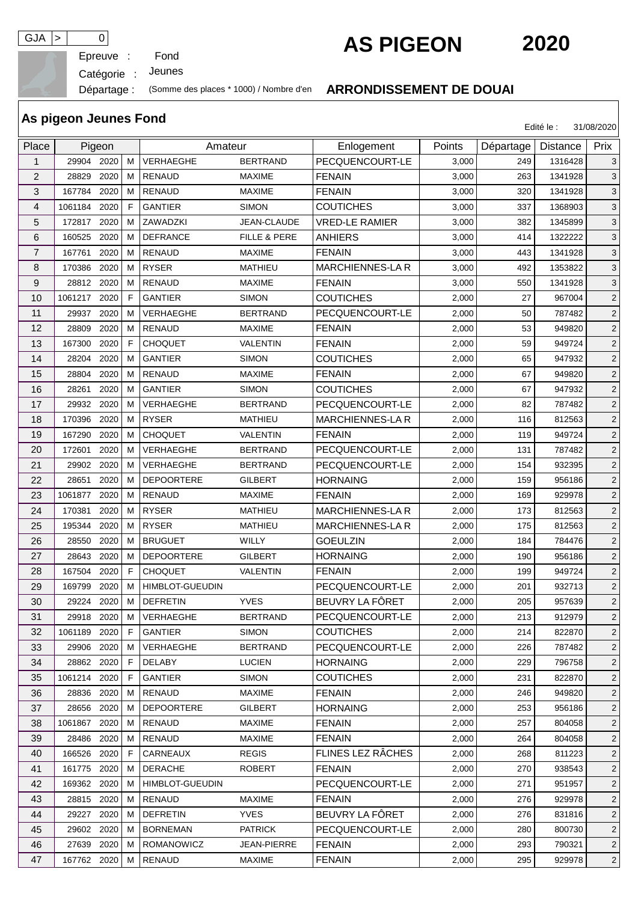| GJA | > | 0 |
|---|---|---|

# AS PIGEON 2020

Epreuve : Fond

Catégorie : Jeunes

Départage : (Somme des places * 1000) / Nombre d'en

**ARRONDISSEMENT DE DOUAI**

## As pigeon Jeunes Fond

Edité le : 31/08/2020

| Place | Pigeon | | | Amateur | | Enlogement | Points | Départage | Distance | Prix |
|---|---|---|---|---|---|---|---|---|---|---|
| 1 | 29904 | 2020 | M | VERHAEGHE | BERTRAND | PECQUENCOURT-LE | 3,000 | 249 | 1316428 | 3 |
| 2 | 28829 | 2020 | M | RENAUD | MAXIME | FENAIN | 3,000 | 263 | 1341928 | 3 |
| 3 | 167784 | 2020 | M | RENAUD | MAXIME | FENAIN | 3,000 | 320 | 1341928 | 3 |
| 4 | 1061184 | 2020 | F | GANTIER | SIMON | COUTICHES | 3,000 | 337 | 1368903 | 3 |
| 5 | 172817 | 2020 | M | ZAWADZKI | JEAN-CLAUDE | VRED-LE RAMIER | 3,000 | 382 | 1345899 | 3 |
| 6 | 160525 | 2020 | M | DEFRANCE | FILLE & PERE | ANHIERS | 3,000 | 414 | 1322222 | 3 |
| 7 | 167761 | 2020 | M | RENAUD | MAXIME | FENAIN | 3,000 | 443 | 1341928 | 3 |
| 8 | 170386 | 2020 | M | RYSER | MATHIEU | MARCHIENNES-LA R | 3,000 | 492 | 1353822 | 3 |
| 9 | 28812 | 2020 | M | RENAUD | MAXIME | FENAIN | 3,000 | 550 | 1341928 | 3 |
| 10 | 1061217 | 2020 | F | GANTIER | SIMON | COUTICHES | 2,000 | 27 | 967004 | 2 |
| 11 | 29937 | 2020 | M | VERHAEGHE | BERTRAND | PECQUENCOURT-LE | 2,000 | 50 | 787482 | 2 |
| 12 | 28809 | 2020 | M | RENAUD | MAXIME | FENAIN | 2,000 | 53 | 949820 | 2 |
| 13 | 167300 | 2020 | F | CHOQUET | VALENTIN | FENAIN | 2,000 | 59 | 949724 | 2 |
| 14 | 28204 | 2020 | M | GANTIER | SIMON | COUTICHES | 2,000 | 65 | 947932 | 2 |
| 15 | 28804 | 2020 | M | RENAUD | MAXIME | FENAIN | 2,000 | 67 | 949820 | 2 |
| 16 | 28261 | 2020 | M | GANTIER | SIMON | COUTICHES | 2,000 | 67 | 947932 | 2 |
| 17 | 29932 | 2020 | M | VERHAEGHE | BERTRAND | PECQUENCOURT-LE | 2,000 | 82 | 787482 | 2 |
| 18 | 170396 | 2020 | M | RYSER | MATHIEU | MARCHIENNES-LA R | 2,000 | 116 | 812563 | 2 |
| 19 | 167290 | 2020 | M | CHOQUET | VALENTIN | FENAIN | 2,000 | 119 | 949724 | 2 |
| 20 | 172601 | 2020 | M | VERHAEGHE | BERTRAND | PECQUENCOURT-LE | 2,000 | 131 | 787482 | 2 |
| 21 | 29902 | 2020 | M | VERHAEGHE | BERTRAND | PECQUENCOURT-LE | 2,000 | 154 | 932395 | 2 |
| 22 | 28651 | 2020 | M | DEPOORTERE | GILBERT | HORNAING | 2,000 | 159 | 956186 | 2 |
| 23 | 1061877 | 2020 | M | RENAUD | MAXIME | FENAIN | 2,000 | 169 | 929978 | 2 |
| 24 | 170381 | 2020 | M | RYSER | MATHIEU | MARCHIENNES-LA R | 2,000 | 173 | 812563 | 2 |
| 25 | 195344 | 2020 | M | RYSER | MATHIEU | MARCHIENNES-LA R | 2,000 | 175 | 812563 | 2 |
| 26 | 28550 | 2020 | M | BRUGUET | WILLY | GOEULZIN | 2,000 | 184 | 784476 | 2 |
| 27 | 28643 | 2020 | M | DEPOORTERE | GILBERT | HORNAING | 2,000 | 190 | 956186 | 2 |
| 28 | 167504 | 2020 | F | CHOQUET | VALENTIN | FENAIN | 2,000 | 199 | 949724 | 2 |
| 29 | 169799 | 2020 | M | HIMBLOT-GUEUDIN | | PECQUENCOURT-LE | 2,000 | 201 | 932713 | 2 |
| 30 | 29224 | 2020 | M | DEFRETIN | YVES | BEUVRY LA FÔRET | 2,000 | 205 | 957639 | 2 |
| 31 | 29918 | 2020 | M | VERHAEGHE | BERTRAND | PECQUENCOURT-LE | 2,000 | 213 | 912979 | 2 |
| 32 | 1061189 | 2020 | F | GANTIER | SIMON | COUTICHES | 2,000 | 214 | 822870 | 2 |
| 33 | 29906 | 2020 | M | VERHAEGHE | BERTRAND | PECQUENCOURT-LE | 2,000 | 226 | 787482 | 2 |
| 34 | 28862 | 2020 | F | DELABY | LUCIEN | HORNAING | 2,000 | 229 | 796758 | 2 |
| 35 | 1061214 | 2020 | F | GANTIER | SIMON | COUTICHES | 2,000 | 231 | 822870 | 2 |
| 36 | 28836 | 2020 | M | RENAUD | MAXIME | FENAIN | 2,000 | 246 | 949820 | 2 |
| 37 | 28656 | 2020 | M | DEPOORTERE | GILBERT | HORNAING | 2,000 | 253 | 956186 | 2 |
| 38 | 1061867 | 2020 | M | RENAUD | MAXIME | FENAIN | 2,000 | 257 | 804058 | 2 |
| 39 | 28486 | 2020 | M | RENAUD | MAXIME | FENAIN | 2,000 | 264 | 804058 | 2 |
| 40 | 166526 | 2020 | F | CARNEAUX | REGIS | FLINES LEZ RÂCHES | 2,000 | 268 | 811223 | 2 |
| 41 | 161775 | 2020 | M | DERACHE | ROBERT | FENAIN | 2,000 | 270 | 938543 | 2 |
| 42 | 169362 | 2020 | M | HIMBLOT-GUEUDIN | | PECQUENCOURT-LE | 2,000 | 271 | 951957 | 2 |
| 43 | 28815 | 2020 | M | RENAUD | MAXIME | FENAIN | 2,000 | 276 | 929978 | 2 |
| 44 | 29227 | 2020 | M | DEFRETIN | YVES | BEUVRY LA FÔRET | 2,000 | 276 | 831816 | 2 |
| 45 | 29602 | 2020 | M | BORNEMAN | PATRICK | PECQUENCOURT-LE | 2,000 | 280 | 800730 | 2 |
| 46 | 27639 | 2020 | M | ROMANOWICZ | JEAN-PIERRE | FENAIN | 2,000 | 293 | 790321 | 2 |
| 47 | 167762 | 2020 | M | RENAUD | MAXIME | FENAIN | 2,000 | 295 | 929978 | 2 |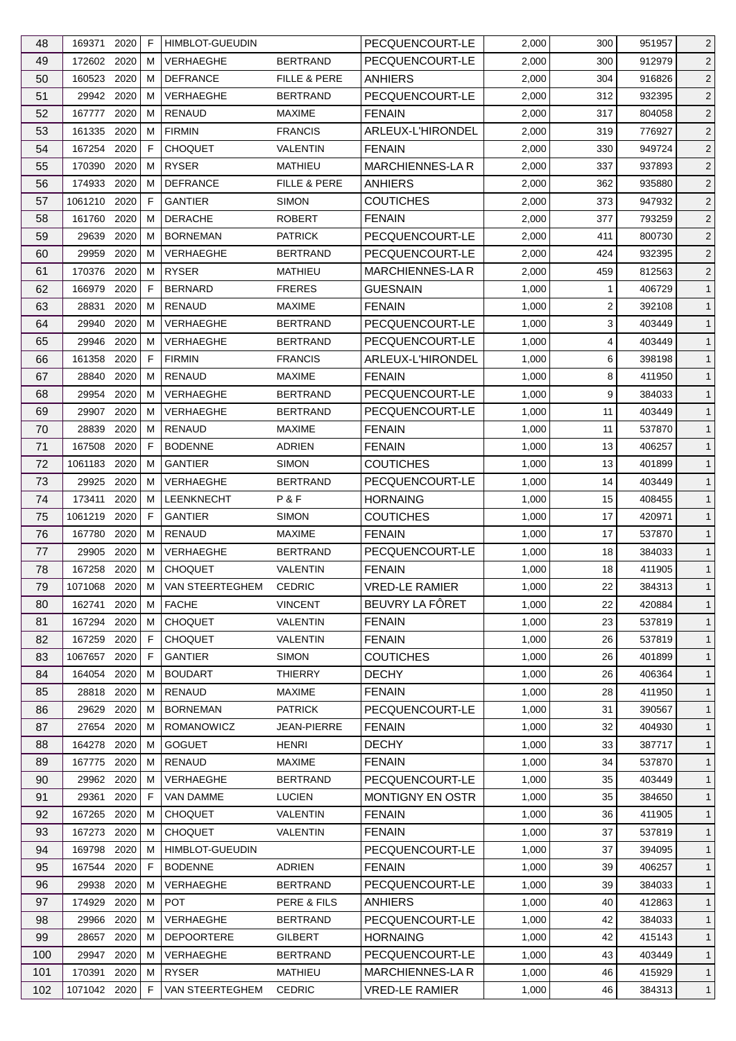| 48 | 169371 | 2020 | F | HIMBLOT-GUEUDIN | | PECQUENCOURT-LE | 2,000 | 300 | 951957 | 2 |
|---|---|---|---|---|---|---|---|---|---|---|
| 49 | 172602 | 2020 | M | VERHAEGHE | BERTRAND | PECQUENCOURT-LE | 2,000 | 300 | 912979 | 2 |
| 50 | 160523 | 2020 | M | DEFRANCE | FILLE & PERE | ANHIERS | 2,000 | 304 | 916826 | 2 |
| 51 | 29942 | 2020 | M | VERHAEGHE | BERTRAND | PECQUENCOURT-LE | 2,000 | 312 | 932395 | 2 |
| 52 | 167777 | 2020 | M | RENAUD | MAXIME | FENAIN | 2,000 | 317 | 804058 | 2 |
| 53 | 161335 | 2020 | M | FIRMIN | FRANCIS | ARLEUX-L'HIRONDEL | 2,000 | 319 | 776927 | 2 |
| 54 | 167254 | 2020 | F | CHOQUET | VALENTIN | FENAIN | 2,000 | 330 | 949724 | 2 |
| 55 | 170390 | 2020 | M | RYSER | MATHIEU | MARCHIENNES-LA R | 2,000 | 337 | 937893 | 2 |
| 56 | 174933 | 2020 | M | DEFRANCE | FILLE & PERE | ANHIERS | 2,000 | 362 | 935880 | 2 |
| 57 | 1061210 | 2020 | F | GANTIER | SIMON | COUTICHES | 2,000 | 373 | 947932 | 2 |
| 58 | 161760 | 2020 | M | DERACHE | ROBERT | FENAIN | 2,000 | 377 | 793259 | 2 |
| 59 | 29639 | 2020 | M | BORNEMAN | PATRICK | PECQUENCOURT-LE | 2,000 | 411 | 800730 | 2 |
| 60 | 29959 | 2020 | M | VERHAEGHE | BERTRAND | PECQUENCOURT-LE | 2,000 | 424 | 932395 | 2 |
| 61 | 170376 | 2020 | M | RYSER | MATHIEU | MARCHIENNES-LA R | 2,000 | 459 | 812563 | 2 |
| 62 | 166979 | 2020 | F | BERNARD | FRERES | GUESNAIN | 1,000 | 1 | 406729 | 1 |
| 63 | 28831 | 2020 | M | RENAUD | MAXIME | FENAIN | 1,000 | 2 | 392108 | 1 |
| 64 | 29940 | 2020 | M | VERHAEGHE | BERTRAND | PECQUENCOURT-LE | 1,000 | 3 | 403449 | 1 |
| 65 | 29946 | 2020 | M | VERHAEGHE | BERTRAND | PECQUENCOURT-LE | 1,000 | 4 | 403449 | 1 |
| 66 | 161358 | 2020 | F | FIRMIN | FRANCIS | ARLEUX-L'HIRONDEL | 1,000 | 6 | 398198 | 1 |
| 67 | 28840 | 2020 | M | RENAUD | MAXIME | FENAIN | 1,000 | 8 | 411950 | 1 |
| 68 | 29954 | 2020 | M | VERHAEGHE | BERTRAND | PECQUENCOURT-LE | 1,000 | 9 | 384033 | 1 |
| 69 | 29907 | 2020 | M | VERHAEGHE | BERTRAND | PECQUENCOURT-LE | 1,000 | 11 | 403449 | 1 |
| 70 | 28839 | 2020 | M | RENAUD | MAXIME | FENAIN | 1,000 | 11 | 537870 | 1 |
| 71 | 167508 | 2020 | F | BODENNE | ADRIEN | FENAIN | 1,000 | 13 | 406257 | 1 |
| 72 | 1061183 | 2020 | M | GANTIER | SIMON | COUTICHES | 1,000 | 13 | 401899 | 1 |
| 73 | 29925 | 2020 | M | VERHAEGHE | BERTRAND | PECQUENCOURT-LE | 1,000 | 14 | 403449 | 1 |
| 74 | 173411 | 2020 | M | LEENKNECHT | P & F | HORNAING | 1,000 | 15 | 408455 | 1 |
| 75 | 1061219 | 2020 | F | GANTIER | SIMON | COUTICHES | 1,000 | 17 | 420971 | 1 |
| 76 | 167780 | 2020 | M | RENAUD | MAXIME | FENAIN | 1,000 | 17 | 537870 | 1 |
| 77 | 29905 | 2020 | M | VERHAEGHE | BERTRAND | PECQUENCOURT-LE | 1,000 | 18 | 384033 | 1 |
| 78 | 167258 | 2020 | M | CHOQUET | VALENTIN | FENAIN | 1,000 | 18 | 411905 | 1 |
| 79 | 1071068 | 2020 | M | VAN STEERTEGHEM | CEDRIC | VRED-LE RAMIER | 1,000 | 22 | 384313 | 1 |
| 80 | 162741 | 2020 | M | FACHE | VINCENT | BEUVRY LA FÔRET | 1,000 | 22 | 420884 | 1 |
| 81 | 167294 | 2020 | M | CHOQUET | VALENTIN | FENAIN | 1,000 | 23 | 537819 | 1 |
| 82 | 167259 | 2020 | F | CHOQUET | VALENTIN | FENAIN | 1,000 | 26 | 537819 | 1 |
| 83 | 1067657 | 2020 | F | GANTIER | SIMON | COUTICHES | 1,000 | 26 | 401899 | 1 |
| 84 | 164054 | 2020 | M | BOUDART | THIERRY | DECHY | 1,000 | 26 | 406364 | 1 |
| 85 | 28818 | 2020 | M | RENAUD | MAXIME | FENAIN | 1,000 | 28 | 411950 | 1 |
| 86 | 29629 | 2020 | M | BORNEMAN | PATRICK | PECQUENCOURT-LE | 1,000 | 31 | 390567 | 1 |
| 87 | 27654 | 2020 | M | ROMANOWICZ | JEAN-PIERRE | FENAIN | 1,000 | 32 | 404930 | 1 |
| 88 | 164278 | 2020 | M | GOGUET | HENRI | DECHY | 1,000 | 33 | 387717 | 1 |
| 89 | 167775 | 2020 | M | RENAUD | MAXIME | FENAIN | 1,000 | 34 | 537870 | 1 |
| 90 | 29962 | 2020 | M | VERHAEGHE | BERTRAND | PECQUENCOURT-LE | 1,000 | 35 | 403449 | 1 |
| 91 | 29361 | 2020 | F | VAN DAMME | LUCIEN | MONTIGNY EN OSTR | 1,000 | 35 | 384650 | 1 |
| 92 | 167265 | 2020 | M | CHOQUET | VALENTIN | FENAIN | 1,000 | 36 | 411905 | 1 |
| 93 | 167273 | 2020 | M | CHOQUET | VALENTIN | FENAIN | 1,000 | 37 | 537819 | 1 |
| 94 | 169798 | 2020 | M | HIMBLOT-GUEUDIN | | PECQUENCOURT-LE | 1,000 | 37 | 394095 | 1 |
| 95 | 167544 | 2020 | F | BODENNE | ADRIEN | FENAIN | 1,000 | 39 | 406257 | 1 |
| 96 | 29938 | 2020 | M | VERHAEGHE | BERTRAND | PECQUENCOURT-LE | 1,000 | 39 | 384033 | 1 |
| 97 | 174929 | 2020 | M | POT | PERE & FILS | ANHIERS | 1,000 | 40 | 412863 | 1 |
| 98 | 29966 | 2020 | M | VERHAEGHE | BERTRAND | PECQUENCOURT-LE | 1,000 | 42 | 384033 | 1 |
| 99 | 28657 | 2020 | M | DEPOORTERE | GILBERT | HORNAING | 1,000 | 42 | 415143 | 1 |
| 100 | 29947 | 2020 | M | VERHAEGHE | BERTRAND | PECQUENCOURT-LE | 1,000 | 43 | 403449 | 1 |
| 101 | 170391 | 2020 | M | RYSER | MATHIEU | MARCHIENNES-LA R | 1,000 | 46 | 415929 | 1 |
| 102 | 1071042 | 2020 | F | VAN STEERTEGHEM | CEDRIC | VRED-LE RAMIER | 1,000 | 46 | 384313 | 1 |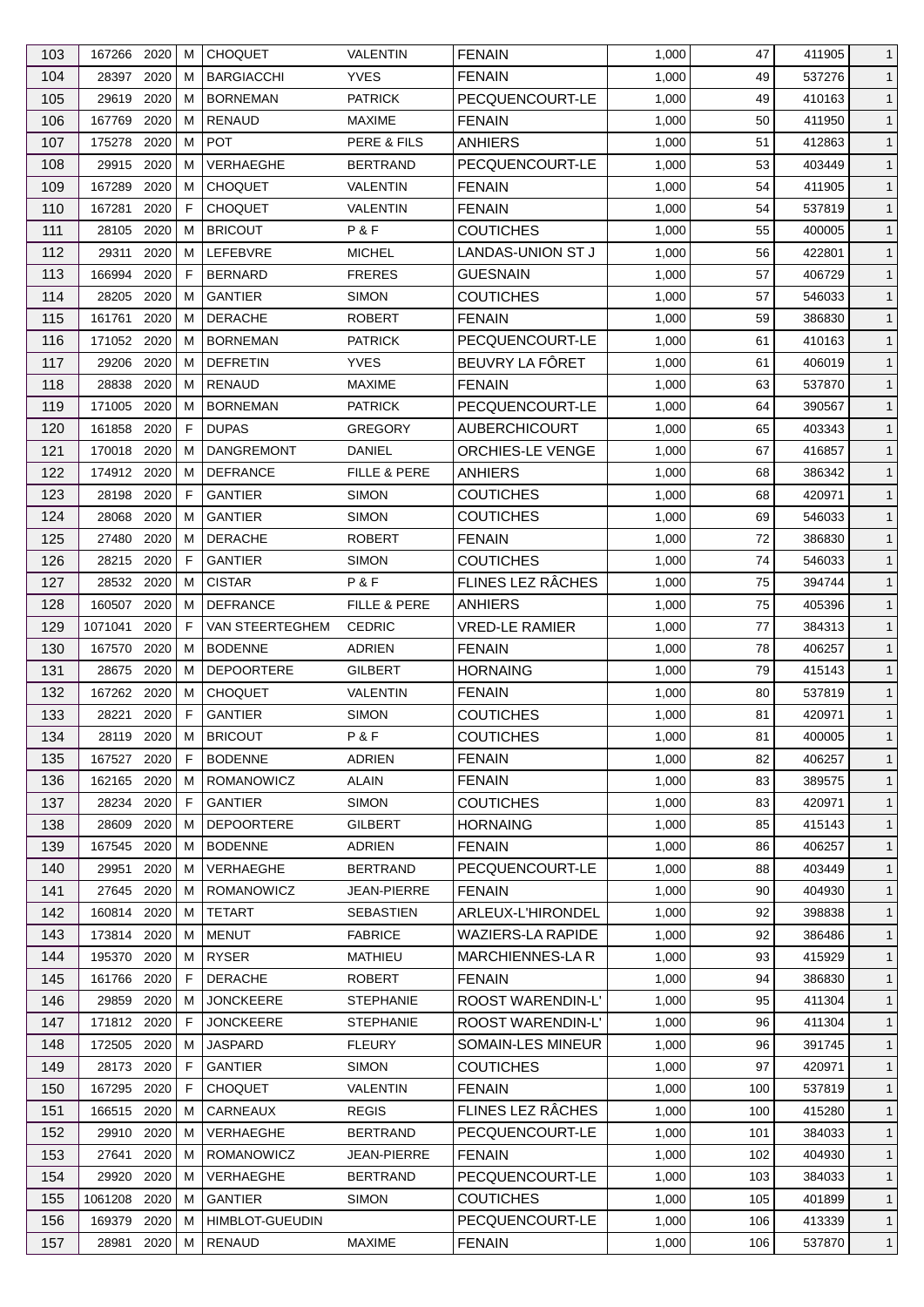| 103 | 167266 | 2020 | M | CHOQUET | VALENTIN | FENAIN | 1,000 | 47 | 411905 | 1 |
|---|---|---|---|---|---|---|---|---|---|---|
| 104 | 28397 | 2020 | M | BARGIACCHI | YVES | FENAIN | 1,000 | 49 | 537276 | 1 |
| 105 | 29619 | 2020 | M | BORNEMAN | PATRICK | PECQUENCOURT-LE | 1,000 | 49 | 410163 | 1 |
| 106 | 167769 | 2020 | M | RENAUD | MAXIME | FENAIN | 1,000 | 50 | 411950 | 1 |
| 107 | 175278 | 2020 | M | POT | PERE & FILS | ANHIERS | 1,000 | 51 | 412863 | 1 |
| 108 | 29915 | 2020 | M | VERHAEGHE | BERTRAND | PECQUENCOURT-LE | 1,000 | 53 | 403449 | 1 |
| 109 | 167289 | 2020 | M | CHOQUET | VALENTIN | FENAIN | 1,000 | 54 | 411905 | 1 |
| 110 | 167281 | 2020 | F | CHOQUET | VALENTIN | FENAIN | 1,000 | 54 | 537819 | 1 |
| 111 | 28105 | 2020 | M | BRICOUT | P & F | COUTICHES | 1,000 | 55 | 400005 | 1 |
| 112 | 29311 | 2020 | M | LEFEBVRE | MICHEL | LANDAS-UNION ST J | 1,000 | 56 | 422801 | 1 |
| 113 | 166994 | 2020 | F | BERNARD | FRERES | GUESNAIN | 1,000 | 57 | 406729 | 1 |
| 114 | 28205 | 2020 | M | GANTIER | SIMON | COUTICHES | 1,000 | 57 | 546033 | 1 |
| 115 | 161761 | 2020 | M | DERACHE | ROBERT | FENAIN | 1,000 | 59 | 386830 | 1 |
| 116 | 171052 | 2020 | M | BORNEMAN | PATRICK | PECQUENCOURT-LE | 1,000 | 61 | 410163 | 1 |
| 117 | 29206 | 2020 | M | DEFRETIN | YVES | BEUVRY LA FÔRET | 1,000 | 61 | 406019 | 1 |
| 118 | 28838 | 2020 | M | RENAUD | MAXIME | FENAIN | 1,000 | 63 | 537870 | 1 |
| 119 | 171005 | 2020 | M | BORNEMAN | PATRICK | PECQUENCOURT-LE | 1,000 | 64 | 390567 | 1 |
| 120 | 161858 | 2020 | F | DUPAS | GREGORY | AUBERCHICOURT | 1,000 | 65 | 403343 | 1 |
| 121 | 170018 | 2020 | M | DANGREMONT | DANIEL | ORCHIES-LE VENGE | 1,000 | 67 | 416857 | 1 |
| 122 | 174912 | 2020 | M | DEFRANCE | FILLE & PERE | ANHIERS | 1,000 | 68 | 386342 | 1 |
| 123 | 28198 | 2020 | F | GANTIER | SIMON | COUTICHES | 1,000 | 68 | 420971 | 1 |
| 124 | 28068 | 2020 | M | GANTIER | SIMON | COUTICHES | 1,000 | 69 | 546033 | 1 |
| 125 | 27480 | 2020 | M | DERACHE | ROBERT | FENAIN | 1,000 | 72 | 386830 | 1 |
| 126 | 28215 | 2020 | F | GANTIER | SIMON | COUTICHES | 1,000 | 74 | 546033 | 1 |
| 127 | 28532 | 2020 | M | CISTAR | P & F | FLINES LEZ RÂCHES | 1,000 | 75 | 394744 | 1 |
| 128 | 160507 | 2020 | M | DEFRANCE | FILLE & PERE | ANHIERS | 1,000 | 75 | 405396 | 1 |
| 129 | 1071041 | 2020 | F | VAN STEERTEGHEM | CEDRIC | VRED-LE RAMIER | 1,000 | 77 | 384313 | 1 |
| 130 | 167570 | 2020 | M | BODENNE | ADRIEN | FENAIN | 1,000 | 78 | 406257 | 1 |
| 131 | 28675 | 2020 | M | DEPOORTERE | GILBERT | HORNAING | 1,000 | 79 | 415143 | 1 |
| 132 | 167262 | 2020 | M | CHOQUET | VALENTIN | FENAIN | 1,000 | 80 | 537819 | 1 |
| 133 | 28221 | 2020 | F | GANTIER | SIMON | COUTICHES | 1,000 | 81 | 420971 | 1 |
| 134 | 28119 | 2020 | M | BRICOUT | P & F | COUTICHES | 1,000 | 81 | 400005 | 1 |
| 135 | 167527 | 2020 | F | BODENNE | ADRIEN | FENAIN | 1,000 | 82 | 406257 | 1 |
| 136 | 162165 | 2020 | M | ROMANOWICZ | ALAIN | FENAIN | 1,000 | 83 | 389575 | 1 |
| 137 | 28234 | 2020 | F | GANTIER | SIMON | COUTICHES | 1,000 | 83 | 420971 | 1 |
| 138 | 28609 | 2020 | M | DEPOORTERE | GILBERT | HORNAING | 1,000 | 85 | 415143 | 1 |
| 139 | 167545 | 2020 | M | BODENNE | ADRIEN | FENAIN | 1,000 | 86 | 406257 | 1 |
| 140 | 29951 | 2020 | M | VERHAEGHE | BERTRAND | PECQUENCOURT-LE | 1,000 | 88 | 403449 | 1 |
| 141 | 27645 | 2020 | M | ROMANOWICZ | JEAN-PIERRE | FENAIN | 1,000 | 90 | 404930 | 1 |
| 142 | 160814 | 2020 | M | TETART | SEBASTIEN | ARLEUX-L'HIRONDEL | 1,000 | 92 | 398838 | 1 |
| 143 | 173814 | 2020 | M | MENUT | FABRICE | WAZIERS-LA RAPIDE | 1,000 | 92 | 386486 | 1 |
| 144 | 195370 | 2020 | M | RYSER | MATHIEU | MARCHIENNES-LA R | 1,000 | 93 | 415929 | 1 |
| 145 | 161766 | 2020 | F | DERACHE | ROBERT | FENAIN | 1,000 | 94 | 386830 | 1 |
| 146 | 29859 | 2020 | M | JONCKEERE | STEPHANIE | ROOST WARENDIN-L' | 1,000 | 95 | 411304 | 1 |
| 147 | 171812 | 2020 | F | JONCKEERE | STEPHANIE | ROOST WARENDIN-L' | 1,000 | 96 | 411304 | 1 |
| 148 | 172505 | 2020 | M | JASPARD | FLEURY | SOMAIN-LES MINEUR | 1,000 | 96 | 391745 | 1 |
| 149 | 28173 | 2020 | F | GANTIER | SIMON | COUTICHES | 1,000 | 97 | 420971 | 1 |
| 150 | 167295 | 2020 | F | CHOQUET | VALENTIN | FENAIN | 1,000 | 100 | 537819 | 1 |
| 151 | 166515 | 2020 | M | CARNEAUX | REGIS | FLINES LEZ RÂCHES | 1,000 | 100 | 415280 | 1 |
| 152 | 29910 | 2020 | M | VERHAEGHE | BERTRAND | PECQUENCOURT-LE | 1,000 | 101 | 384033 | 1 |
| 153 | 27641 | 2020 | M | ROMANOWICZ | JEAN-PIERRE | FENAIN | 1,000 | 102 | 404930 | 1 |
| 154 | 29920 | 2020 | M | VERHAEGHE | BERTRAND | PECQUENCOURT-LE | 1,000 | 103 | 384033 | 1 |
| 155 | 1061208 | 2020 | M | GANTIER | SIMON | COUTICHES | 1,000 | 105 | 401899 | 1 |
| 156 | 169379 | 2020 | M | HIMBLOT-GUEUDIN | | PECQUENCOURT-LE | 1,000 | 106 | 413339 | 1 |
| 157 | 28981 | 2020 | M | RENAUD | MAXIME | FENAIN | 1,000 | 106 | 537870 | 1 |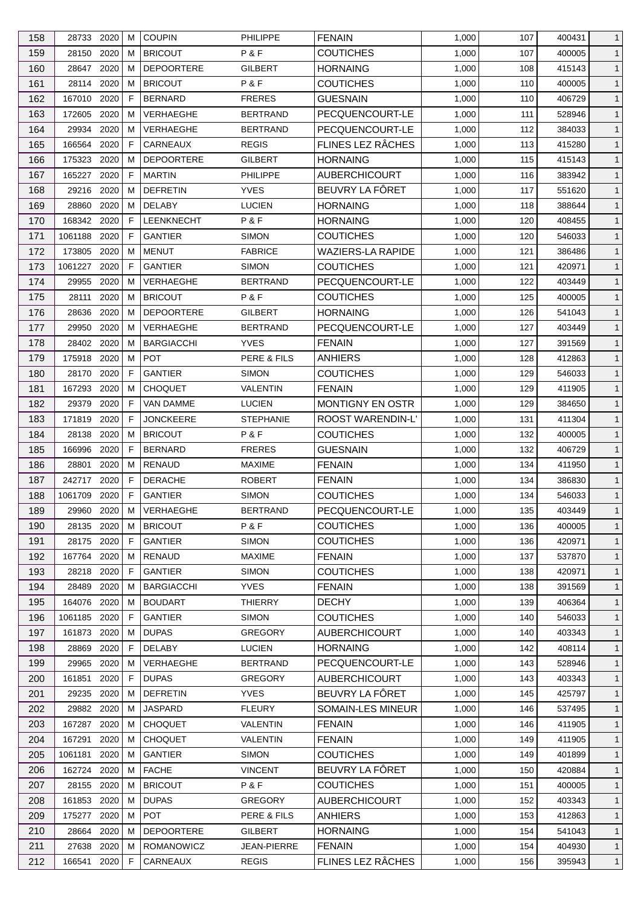| 158 | 28733 | 2020 | M | COUPIN | PHILIPPE | FENAIN | 1,000 | 107 | 400431 | 1 |
|---|---|---|---|---|---|---|---|---|---|---|
| 159 | 28150 | 2020 | M | BRICOUT | P & F | COUTICHES | 1,000 | 107 | 400005 | 1 |
| 160 | 28647 | 2020 | M | DEPOORTERE | GILBERT | HORNAING | 1,000 | 108 | 415143 | 1 |
| 161 | 28114 | 2020 | M | BRICOUT | P & F | COUTICHES | 1,000 | 110 | 400005 | 1 |
| 162 | 167010 | 2020 | F | BERNARD | FRERES | GUESNAIN | 1,000 | 110 | 406729 | 1 |
| 163 | 172605 | 2020 | M | VERHAEGHE | BERTRAND | PECQUENCOURT-LE | 1,000 | 111 | 528946 | 1 |
| 164 | 29934 | 2020 | M | VERHAEGHE | BERTRAND | PECQUENCOURT-LE | 1,000 | 112 | 384033 | 1 |
| 165 | 166564 | 2020 | F | CARNEAUX | REGIS | FLINES LEZ RÂCHES | 1,000 | 113 | 415280 | 1 |
| 166 | 175323 | 2020 | M | DEPOORTERE | GILBERT | HORNAING | 1,000 | 115 | 415143 | 1 |
| 167 | 165227 | 2020 | F | MARTIN | PHILIPPE | AUBERCHICOURT | 1,000 | 116 | 383942 | 1 |
| 168 | 29216 | 2020 | M | DEFRETIN | YVES | BEUVRY LA FÔRET | 1,000 | 117 | 551620 | 1 |
| 169 | 28860 | 2020 | M | DELABY | LUCIEN | HORNAING | 1,000 | 118 | 388644 | 1 |
| 170 | 168342 | 2020 | F | LEENKNECHT | P & F | HORNAING | 1,000 | 120 | 408455 | 1 |
| 171 | 1061188 | 2020 | F | GANTIER | SIMON | COUTICHES | 1,000 | 120 | 546033 | 1 |
| 172 | 173805 | 2020 | M | MENUT | FABRICE | WAZIERS-LA RAPIDE | 1,000 | 121 | 386486 | 1 |
| 173 | 1061227 | 2020 | F | GANTIER | SIMON | COUTICHES | 1,000 | 121 | 420971 | 1 |
| 174 | 29955 | 2020 | M | VERHAEGHE | BERTRAND | PECQUENCOURT-LE | 1,000 | 122 | 403449 | 1 |
| 175 | 28111 | 2020 | M | BRICOUT | P & F | COUTICHES | 1,000 | 125 | 400005 | 1 |
| 176 | 28636 | 2020 | M | DEPOORTERE | GILBERT | HORNAING | 1,000 | 126 | 541043 | 1 |
| 177 | 29950 | 2020 | M | VERHAEGHE | BERTRAND | PECQUENCOURT-LE | 1,000 | 127 | 403449 | 1 |
| 178 | 28402 | 2020 | M | BARGIACCHI | YVES | FENAIN | 1,000 | 127 | 391569 | 1 |
| 179 | 175918 | 2020 | M | POT | PERE & FILS | ANHIERS | 1,000 | 128 | 412863 | 1 |
| 180 | 28170 | 2020 | F | GANTIER | SIMON | COUTICHES | 1,000 | 129 | 546033 | 1 |
| 181 | 167293 | 2020 | M | CHOQUET | VALENTIN | FENAIN | 1,000 | 129 | 411905 | 1 |
| 182 | 29379 | 2020 | F | VAN DAMME | LUCIEN | MONTIGNY EN OSTR | 1,000 | 129 | 384650 | 1 |
| 183 | 171819 | 2020 | F | JONCKEERE | STEPHANIE | ROOST WARENDIN-L' | 1,000 | 131 | 411304 | 1 |
| 184 | 28138 | 2020 | M | BRICOUT | P & F | COUTICHES | 1,000 | 132 | 400005 | 1 |
| 185 | 166996 | 2020 | F | BERNARD | FRERES | GUESNAIN | 1,000 | 132 | 406729 | 1 |
| 186 | 28801 | 2020 | M | RENAUD | MAXIME | FENAIN | 1,000 | 134 | 411950 | 1 |
| 187 | 242717 | 2020 | F | DERACHE | ROBERT | FENAIN | 1,000 | 134 | 386830 | 1 |
| 188 | 1061709 | 2020 | F | GANTIER | SIMON | COUTICHES | 1,000 | 134 | 546033 | 1 |
| 189 | 29960 | 2020 | M | VERHAEGHE | BERTRAND | PECQUENCOURT-LE | 1,000 | 135 | 403449 | 1 |
| 190 | 28135 | 2020 | M | BRICOUT | P & F | COUTICHES | 1,000 | 136 | 400005 | 1 |
| 191 | 28175 | 2020 | F | GANTIER | SIMON | COUTICHES | 1,000 | 136 | 420971 | 1 |
| 192 | 167764 | 2020 | M | RENAUD | MAXIME | FENAIN | 1,000 | 137 | 537870 | 1 |
| 193 | 28218 | 2020 | F | GANTIER | SIMON | COUTICHES | 1,000 | 138 | 420971 | 1 |
| 194 | 28489 | 2020 | M | BARGIACCHI | YVES | FENAIN | 1,000 | 138 | 391569 | 1 |
| 195 | 164076 | 2020 | M | BOUDART | THIERRY | DECHY | 1,000 | 139 | 406364 | 1 |
| 196 | 1061185 | 2020 | F | GANTIER | SIMON | COUTICHES | 1,000 | 140 | 546033 | 1 |
| 197 | 161873 | 2020 | M | DUPAS | GREGORY | AUBERCHICOURT | 1,000 | 140 | 403343 | 1 |
| 198 | 28869 | 2020 | F | DELABY | LUCIEN | HORNAING | 1,000 | 142 | 408114 | 1 |
| 199 | 29965 | 2020 | M | VERHAEGHE | BERTRAND | PECQUENCOURT-LE | 1,000 | 143 | 528946 | 1 |
| 200 | 161851 | 2020 | F | DUPAS | GREGORY | AUBERCHICOURT | 1,000 | 143 | 403343 | 1 |
| 201 | 29235 | 2020 | M | DEFRETIN | YVES | BEUVRY LA FÔRET | 1,000 | 145 | 425797 | 1 |
| 202 | 29882 | 2020 | M | JASPARD | FLEURY | SOMAIN-LES MINEUR | 1,000 | 146 | 537495 | 1 |
| 203 | 167287 | 2020 | M | CHOQUET | VALENTIN | FENAIN | 1,000 | 146 | 411905 | 1 |
| 204 | 167291 | 2020 | M | CHOQUET | VALENTIN | FENAIN | 1,000 | 149 | 411905 | 1 |
| 205 | 1061181 | 2020 | M | GANTIER | SIMON | COUTICHES | 1,000 | 149 | 401899 | 1 |
| 206 | 162724 | 2020 | M | FACHE | VINCENT | BEUVRY LA FÔRET | 1,000 | 150 | 420884 | 1 |
| 207 | 28155 | 2020 | M | BRICOUT | P & F | COUTICHES | 1,000 | 151 | 400005 | 1 |
| 208 | 161853 | 2020 | M | DUPAS | GREGORY | AUBERCHICOURT | 1,000 | 152 | 403343 | 1 |
| 209 | 175277 | 2020 | M | POT | PERE & FILS | ANHIERS | 1,000 | 153 | 412863 | 1 |
| 210 | 28664 | 2020 | M | DEPOORTERE | GILBERT | HORNAING | 1,000 | 154 | 541043 | 1 |
| 211 | 27638 | 2020 | M | ROMANOWICZ | JEAN-PIERRE | FENAIN | 1,000 | 154 | 404930 | 1 |
| 212 | 166541 | 2020 | F | CARNEAUX | REGIS | FLINES LEZ RÂCHES | 1,000 | 156 | 395943 | 1 |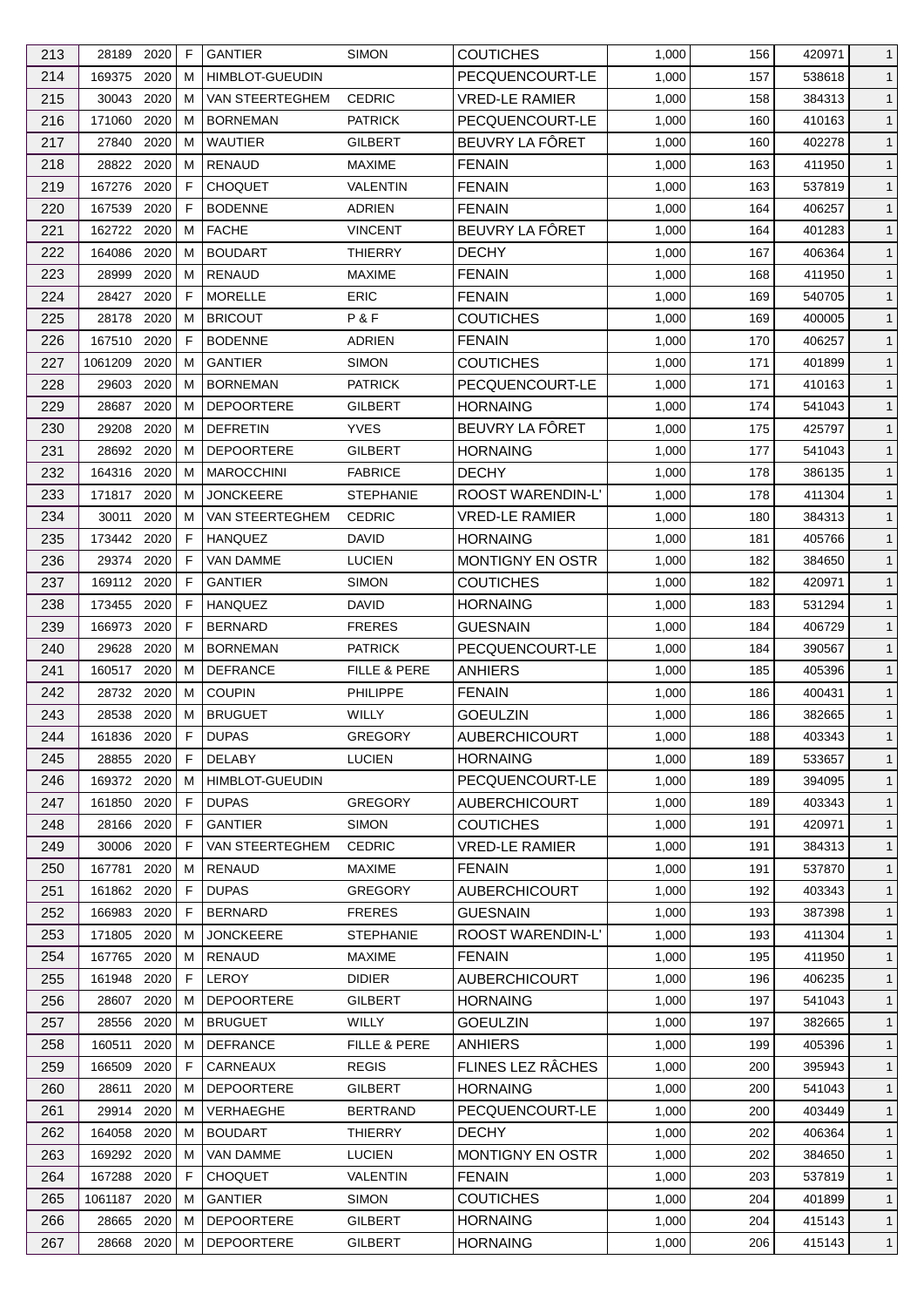| 213 | 28189 | 2020 | F | GANTIER | SIMON | COUTICHES | 1,000 | 156 | 420971 | 1 |
|---|---|---|---|---|---|---|---|---|---|---|
| 214 | 169375 | 2020 | M | HIMBLOT-GUEUDIN | | PECQUENCOURT-LE | 1,000 | 157 | 538618 | 1 |
| 215 | 30043 | 2020 | M | VAN STEERTEGHEM | CEDRIC | VRED-LE RAMIER | 1,000 | 158 | 384313 | 1 |
| 216 | 171060 | 2020 | M | BORNEMAN | PATRICK | PECQUENCOURT-LE | 1,000 | 160 | 410163 | 1 |
| 217 | 27840 | 2020 | M | WAUTIER | GILBERT | BEUVRY LA FÔRET | 1,000 | 160 | 402278 | 1 |
| 218 | 28822 | 2020 | M | RENAUD | MAXIME | FENAIN | 1,000 | 163 | 411950 | 1 |
| 219 | 167276 | 2020 | F | CHOQUET | VALENTIN | FENAIN | 1,000 | 163 | 537819 | 1 |
| 220 | 167539 | 2020 | F | BODENNE | ADRIEN | FENAIN | 1,000 | 164 | 406257 | 1 |
| 221 | 162722 | 2020 | M | FACHE | VINCENT | BEUVRY LA FÔRET | 1,000 | 164 | 401283 | 1 |
| 222 | 164086 | 2020 | M | BOUDART | THIERRY | DECHY | 1,000 | 167 | 406364 | 1 |
| 223 | 28999 | 2020 | M | RENAUD | MAXIME | FENAIN | 1,000 | 168 | 411950 | 1 |
| 224 | 28427 | 2020 | F | MORELLE | ERIC | FENAIN | 1,000 | 169 | 540705 | 1 |
| 225 | 28178 | 2020 | M | BRICOUT | P & F | COUTICHES | 1,000 | 169 | 400005 | 1 |
| 226 | 167510 | 2020 | F | BODENNE | ADRIEN | FENAIN | 1,000 | 170 | 406257 | 1 |
| 227 | 1061209 | 2020 | M | GANTIER | SIMON | COUTICHES | 1,000 | 171 | 401899 | 1 |
| 228 | 29603 | 2020 | M | BORNEMAN | PATRICK | PECQUENCOURT-LE | 1,000 | 171 | 410163 | 1 |
| 229 | 28687 | 2020 | M | DEPOORTERE | GILBERT | HORNAING | 1,000 | 174 | 541043 | 1 |
| 230 | 29208 | 2020 | M | DEFRETIN | YVES | BEUVRY LA FÔRET | 1,000 | 175 | 425797 | 1 |
| 231 | 28692 | 2020 | M | DEPOORTERE | GILBERT | HORNAING | 1,000 | 177 | 541043 | 1 |
| 232 | 164316 | 2020 | M | MAROCCHINI | FABRICE | DECHY | 1,000 | 178 | 386135 | 1 |
| 233 | 171817 | 2020 | M | JONCKEERE | STEPHANIE | ROOST WARENDIN-L' | 1,000 | 178 | 411304 | 1 |
| 234 | 30011 | 2020 | M | VAN STEERTEGHEM | CEDRIC | VRED-LE RAMIER | 1,000 | 180 | 384313 | 1 |
| 235 | 173442 | 2020 | F | HANQUEZ | DAVID | HORNAING | 1,000 | 181 | 405766 | 1 |
| 236 | 29374 | 2020 | F | VAN DAMME | LUCIEN | MONTIGNY EN OSTR | 1,000 | 182 | 384650 | 1 |
| 237 | 169112 | 2020 | F | GANTIER | SIMON | COUTICHES | 1,000 | 182 | 420971 | 1 |
| 238 | 173455 | 2020 | F | HANQUEZ | DAVID | HORNAING | 1,000 | 183 | 531294 | 1 |
| 239 | 166973 | 2020 | F | BERNARD | FRERES | GUESNAIN | 1,000 | 184 | 406729 | 1 |
| 240 | 29628 | 2020 | M | BORNEMAN | PATRICK | PECQUENCOURT-LE | 1,000 | 184 | 390567 | 1 |
| 241 | 160517 | 2020 | M | DEFRANCE | FILLE & PERE | ANHIERS | 1,000 | 185 | 405396 | 1 |
| 242 | 28732 | 2020 | M | COUPIN | PHILIPPE | FENAIN | 1,000 | 186 | 400431 | 1 |
| 243 | 28538 | 2020 | M | BRUGUET | WILLY | GOEULZIN | 1,000 | 186 | 382665 | 1 |
| 244 | 161836 | 2020 | F | DUPAS | GREGORY | AUBERCHICOURT | 1,000 | 188 | 403343 | 1 |
| 245 | 28855 | 2020 | F | DELABY | LUCIEN | HORNAING | 1,000 | 189 | 533657 | 1 |
| 246 | 169372 | 2020 | M | HIMBLOT-GUEUDIN | | PECQUENCOURT-LE | 1,000 | 189 | 394095 | 1 |
| 247 | 161850 | 2020 | F | DUPAS | GREGORY | AUBERCHICOURT | 1,000 | 189 | 403343 | 1 |
| 248 | 28166 | 2020 | F | GANTIER | SIMON | COUTICHES | 1,000 | 191 | 420971 | 1 |
| 249 | 30006 | 2020 | F | VAN STEERTEGHEM | CEDRIC | VRED-LE RAMIER | 1,000 | 191 | 384313 | 1 |
| 250 | 167781 | 2020 | M | RENAUD | MAXIME | FENAIN | 1,000 | 191 | 537870 | 1 |
| 251 | 161862 | 2020 | F | DUPAS | GREGORY | AUBERCHICOURT | 1,000 | 192 | 403343 | 1 |
| 252 | 166983 | 2020 | F | BERNARD | FRERES | GUESNAIN | 1,000 | 193 | 387398 | 1 |
| 253 | 171805 | 2020 | M | JONCKEERE | STEPHANIE | ROOST WARENDIN-L' | 1,000 | 193 | 411304 | 1 |
| 254 | 167765 | 2020 | M | RENAUD | MAXIME | FENAIN | 1,000 | 195 | 411950 | 1 |
| 255 | 161948 | 2020 | F | LEROY | DIDIER | AUBERCHICOURT | 1,000 | 196 | 406235 | 1 |
| 256 | 28607 | 2020 | M | DEPOORTERE | GILBERT | HORNAING | 1,000 | 197 | 541043 | 1 |
| 257 | 28556 | 2020 | M | BRUGUET | WILLY | GOEULZIN | 1,000 | 197 | 382665 | 1 |
| 258 | 160511 | 2020 | M | DEFRANCE | FILLE & PERE | ANHIERS | 1,000 | 199 | 405396 | 1 |
| 259 | 166509 | 2020 | F | CARNEAUX | REGIS | FLINES LEZ RÂCHES | 1,000 | 200 | 395943 | 1 |
| 260 | 28611 | 2020 | M | DEPOORTERE | GILBERT | HORNAING | 1,000 | 200 | 541043 | 1 |
| 261 | 29914 | 2020 | M | VERHAEGHE | BERTRAND | PECQUENCOURT-LE | 1,000 | 200 | 403449 | 1 |
| 262 | 164058 | 2020 | M | BOUDART | THIERRY | DECHY | 1,000 | 202 | 406364 | 1 |
| 263 | 169292 | 2020 | M | VAN DAMME | LUCIEN | MONTIGNY EN OSTR | 1,000 | 202 | 384650 | 1 |
| 264 | 167288 | 2020 | F | CHOQUET | VALENTIN | FENAIN | 1,000 | 203 | 537819 | 1 |
| 265 | 1061187 | 2020 | M | GANTIER | SIMON | COUTICHES | 1,000 | 204 | 401899 | 1 |
| 266 | 28665 | 2020 | M | DEPOORTERE | GILBERT | HORNAING | 1,000 | 204 | 415143 | 1 |
| 267 | 28668 | 2020 | M | DEPOORTERE | GILBERT | HORNAING | 1,000 | 206 | 415143 | 1 |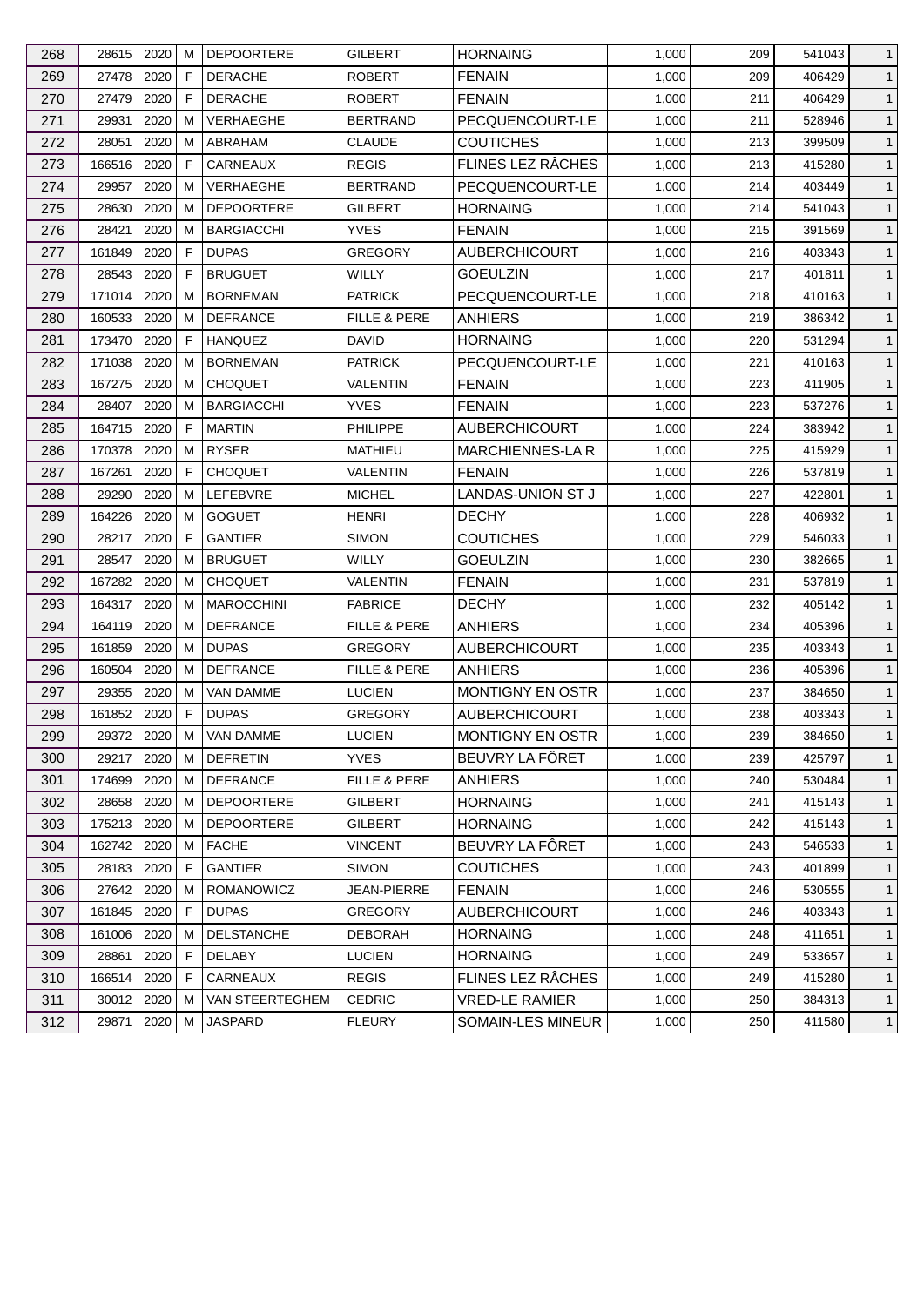| | | | | | | | | | | |
|---|---|---|---|---|---|---|---|---|---|---|
| 268 | 28615 | 2020 | M | DEPOORTERE | GILBERT | HORNAING | 1,000 | 209 | 541043 | 1 |
| 269 | 27478 | 2020 | F | DERACHE | ROBERT | FENAIN | 1,000 | 209 | 406429 | 1 |
| 270 | 27479 | 2020 | F | DERACHE | ROBERT | FENAIN | 1,000 | 211 | 406429 | 1 |
| 271 | 29931 | 2020 | M | VERHAEGHE | BERTRAND | PECQUENCOURT-LE | 1,000 | 211 | 528946 | 1 |
| 272 | 28051 | 2020 | M | ABRAHAM | CLAUDE | COUTICHES | 1,000 | 213 | 399509 | 1 |
| 273 | 166516 | 2020 | F | CARNEAUX | REGIS | FLINES LEZ RÂCHES | 1,000 | 213 | 415280 | 1 |
| 274 | 29957 | 2020 | M | VERHAEGHE | BERTRAND | PECQUENCOURT-LE | 1,000 | 214 | 403449 | 1 |
| 275 | 28630 | 2020 | M | DEPOORTERE | GILBERT | HORNAING | 1,000 | 214 | 541043 | 1 |
| 276 | 28421 | 2020 | M | BARGIACCHI | YVES | FENAIN | 1,000 | 215 | 391569 | 1 |
| 277 | 161849 | 2020 | F | DUPAS | GREGORY | AUBERCHICOURT | 1,000 | 216 | 403343 | 1 |
| 278 | 28543 | 2020 | F | BRUGUET | WILLY | GOEULZIN | 1,000 | 217 | 401811 | 1 |
| 279 | 171014 | 2020 | M | BORNEMAN | PATRICK | PECQUENCOURT-LE | 1,000 | 218 | 410163 | 1 |
| 280 | 160533 | 2020 | M | DEFRANCE | FILLE & PERE | ANHIERS | 1,000 | 219 | 386342 | 1 |
| 281 | 173470 | 2020 | F | HANQUEZ | DAVID | HORNAING | 1,000 | 220 | 531294 | 1 |
| 282 | 171038 | 2020 | M | BORNEMAN | PATRICK | PECQUENCOURT-LE | 1,000 | 221 | 410163 | 1 |
| 283 | 167275 | 2020 | M | CHOQUET | VALENTIN | FENAIN | 1,000 | 223 | 411905 | 1 |
| 284 | 28407 | 2020 | M | BARGIACCHI | YVES | FENAIN | 1,000 | 223 | 537276 | 1 |
| 285 | 164715 | 2020 | F | MARTIN | PHILIPPE | AUBERCHICOURT | 1,000 | 224 | 383942 | 1 |
| 286 | 170378 | 2020 | M | RYSER | MATHIEU | MARCHIENNES-LA R | 1,000 | 225 | 415929 | 1 |
| 287 | 167261 | 2020 | F | CHOQUET | VALENTIN | FENAIN | 1,000 | 226 | 537819 | 1 |
| 288 | 29290 | 2020 | M | LEFEBVRE | MICHEL | LANDAS-UNION ST J | 1,000 | 227 | 422801 | 1 |
| 289 | 164226 | 2020 | M | GOGUET | HENRI | DECHY | 1,000 | 228 | 406932 | 1 |
| 290 | 28217 | 2020 | F | GANTIER | SIMON | COUTICHES | 1,000 | 229 | 546033 | 1 |
| 291 | 28547 | 2020 | M | BRUGUET | WILLY | GOEULZIN | 1,000 | 230 | 382665 | 1 |
| 292 | 167282 | 2020 | M | CHOQUET | VALENTIN | FENAIN | 1,000 | 231 | 537819 | 1 |
| 293 | 164317 | 2020 | M | MAROCCHINI | FABRICE | DECHY | 1,000 | 232 | 405142 | 1 |
| 294 | 164119 | 2020 | M | DEFRANCE | FILLE & PERE | ANHIERS | 1,000 | 234 | 405396 | 1 |
| 295 | 161859 | 2020 | M | DUPAS | GREGORY | AUBERCHICOURT | 1,000 | 235 | 403343 | 1 |
| 296 | 160504 | 2020 | M | DEFRANCE | FILLE & PERE | ANHIERS | 1,000 | 236 | 405396 | 1 |
| 297 | 29355 | 2020 | M | VAN DAMME | LUCIEN | MONTIGNY EN OSTR | 1,000 | 237 | 384650 | 1 |
| 298 | 161852 | 2020 | F | DUPAS | GREGORY | AUBERCHICOURT | 1,000 | 238 | 403343 | 1 |
| 299 | 29372 | 2020 | M | VAN DAMME | LUCIEN | MONTIGNY EN OSTR | 1,000 | 239 | 384650 | 1 |
| 300 | 29217 | 2020 | M | DEFRETIN | YVES | BEUVRY LA FÔRET | 1,000 | 239 | 425797 | 1 |
| 301 | 174699 | 2020 | M | DEFRANCE | FILLE & PERE | ANHIERS | 1,000 | 240 | 530484 | 1 |
| 302 | 28658 | 2020 | M | DEPOORTERE | GILBERT | HORNAING | 1,000 | 241 | 415143 | 1 |
| 303 | 175213 | 2020 | M | DEPOORTERE | GILBERT | HORNAING | 1,000 | 242 | 415143 | 1 |
| 304 | 162742 | 2020 | M | FACHE | VINCENT | BEUVRY LA FÔRET | 1,000 | 243 | 546533 | 1 |
| 305 | 28183 | 2020 | F | GANTIER | SIMON | COUTICHES | 1,000 | 243 | 401899 | 1 |
| 306 | 27642 | 2020 | M | ROMANOWICZ | JEAN-PIERRE | FENAIN | 1,000 | 246 | 530555 | 1 |
| 307 | 161845 | 2020 | F | DUPAS | GREGORY | AUBERCHICOURT | 1,000 | 246 | 403343 | 1 |
| 308 | 161006 | 2020 | M | DELSTANCHE | DEBORAH | HORNAING | 1,000 | 248 | 411651 | 1 |
| 309 | 28861 | 2020 | F | DELABY | LUCIEN | HORNAING | 1,000 | 249 | 533657 | 1 |
| 310 | 166514 | 2020 | F | CARNEAUX | REGIS | FLINES LEZ RÂCHES | 1,000 | 249 | 415280 | 1 |
| 311 | 30012 | 2020 | M | VAN STEERTEGHEM | CEDRIC | VRED-LE RAMIER | 1,000 | 250 | 384313 | 1 |
| 312 | 29871 | 2020 | M | JASPARD | FLEURY | SOMAIN-LES MINEUR | 1,000 | 250 | 411580 | 1 |